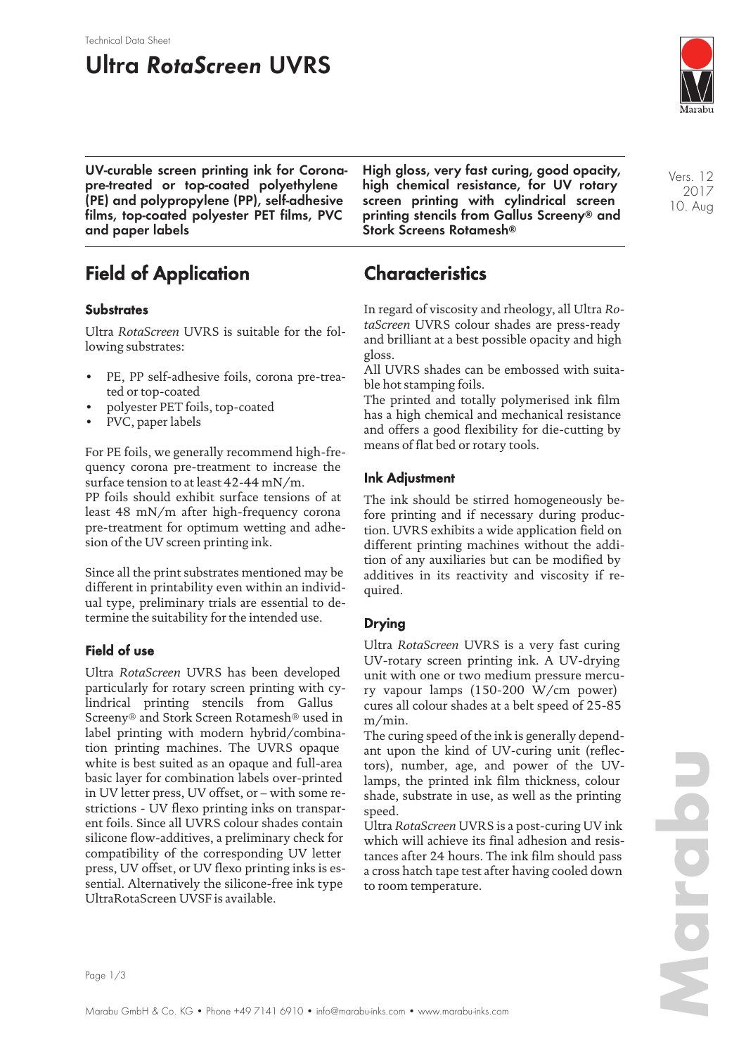Technical Data Sheet

# Ultra *RotaScreen* UVRS

**UV-curable screen printing ink for Corona-pre-treated or top-coated polyethylene (PE) and polypropylene (PP), self-adhesive films, top-coated polyester PET films, PVC and paper labels**

**High gloss, very fast curing, good opacity, high chemical resistance, for UV rotary screen printing with cylindrical screen printing stencils from Gallus Screeny® and Stork Screens Rotamesh®**

Vers. 12
2017
10. Aug

## Field of Application

### Substrates

Ultra *RotaScreen* UVRS is suitable for the following substrates:

- PE, PP self-adhesive foils, corona pre-treated or top-coated
- polyester PET foils, top-coated
- PVC, paper labels

For PE foils, we generally recommend high-frequency corona pre-treatment to increase the surface tension to at least 42-44 mN/m.
PP foils should exhibit surface tensions of at least 48 mN/m after high-frequency corona pre-treatment for optimum wetting and adhesion of the UV screen printing ink.

Since all the print substrates mentioned may be different in printability even within an individual type, preliminary trials are essential to determine the suitability for the intended use.

### Field of use

Ultra *RotaScreen* UVRS has been developed particularly for rotary screen printing with cylindrical printing stencils from Gallus Screeny® and Stork Screen Rotamesh® used in label printing with modern hybrid/combination printing machines. The UVRS opaque white is best suited as an opaque and full-area basic layer for combination labels over-printed in UV letter press, UV offset, or – with some restrictions - UV flexo printing inks on transparent foils. Since all UVRS colour shades contain silicone flow-additives, a preliminary check for compatibility of the corresponding UV letter press, UV offset, or UV flexo printing inks is essential. Alternatively the silicone-free ink type UltraRotaScreen UVSF is available.

## Characteristics

In regard of viscosity and rheology, all Ultra *RotaScreen* UVRS colour shades are press-ready and brilliant at a best possible opacity and high gloss.
All UVRS shades can be embossed with suitable hot stamping foils.
The printed and totally polymerised ink film has a high chemical and mechanical resistance and offers a good flexibility for die-cutting by means of flat bed or rotary tools.

### Ink Adjustment

The ink should be stirred homogeneously before printing and if necessary during production. UVRS exhibits a wide application field on different printing machines without the addition of any auxiliaries but can be modified by additives in its reactivity and viscosity if required.

### Drying

Ultra *RotaScreen* UVRS is a very fast curing UV-rotary screen printing ink. A UV-drying unit with one or two medium pressure mercury vapour lamps (150-200 W/cm power) cures all colour shades at a belt speed of 25-85 m/min.
The curing speed of the ink is generally dependant upon the kind of UV-curing unit (reflectors), number, age, and power of the UV-lamps, the printed ink film thickness, colour shade, substrate in use, as well as the printing speed.
Ultra *RotaScreen* UVRS is a post-curing UV ink which will achieve its final adhesion and resistances after 24 hours. The ink film should pass a cross hatch tape test after having cooled down to room temperature.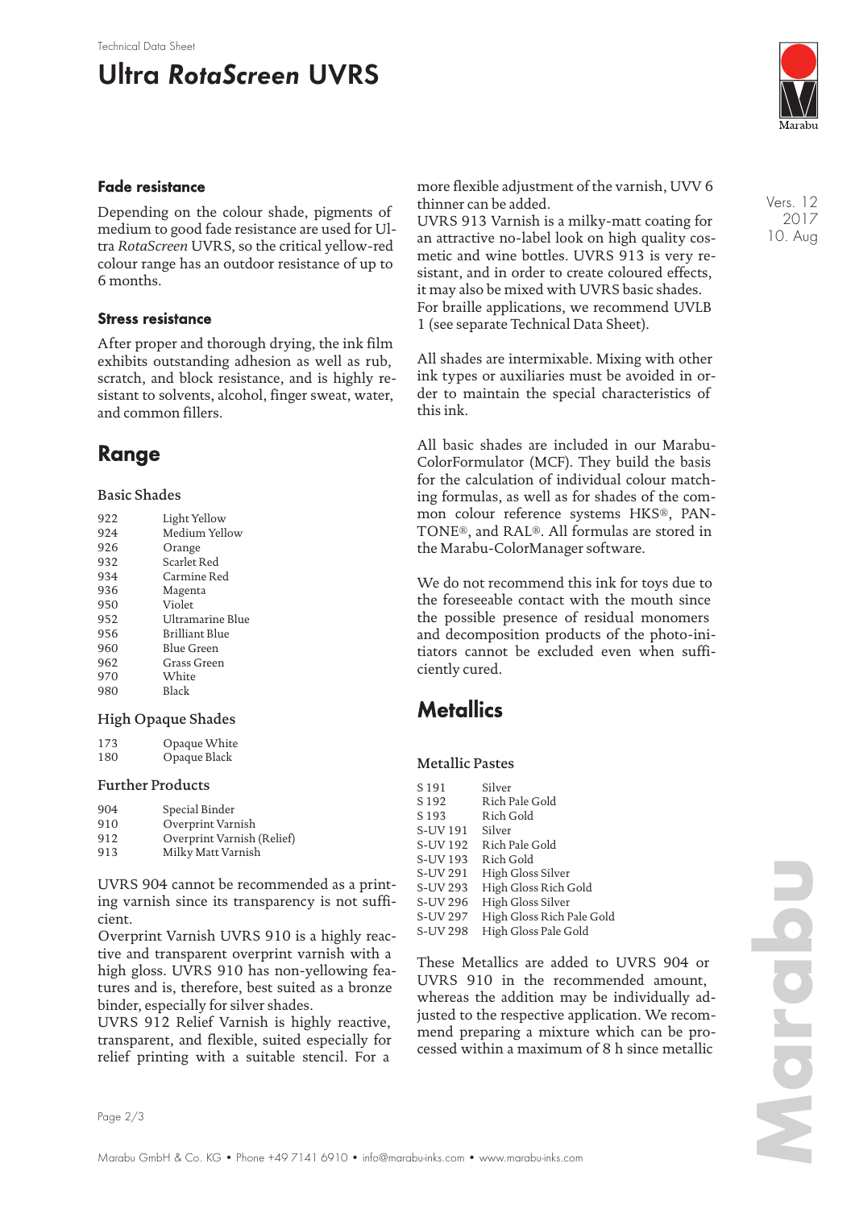### Fade resistance

Depending on the colour shade, pigments of medium to good fade resistance are used for Ultra *RotaScreen* UVRS, so the critical yellow-red colour range has an outdoor resistance of up to 6 months.

### Stress resistance

After proper and thorough drying, the ink film exhibits outstanding adhesion as well as rub, scratch, and block resistance, and is highly resistant to solvents, alcohol, finger sweat, water, and common fillers.

## Range

#### Basic Shades

| | |
|---|---|
| 922 | Light Yellow |
| 924 | Medium Yellow |
| 926 | Orange |
| 932 | Scarlet Red |
| 934 | Carmine Red |
| 936 | Magenta |
| 950 | Violet |
| 952 | Ultramarine Blue |
| 956 | Brilliant Blue |
| 960 | Blue Green |
| 962 | Grass Green |
| 970 | White |
| 980 | Black |

#### High Opaque Shades

| | |
|---|---|
| 173 | Opaque White |
| 180 | Opaque Black |

#### Further Products

| | |
|---|---|
| 904 | Special Binder |
| 910 | Overprint Varnish |
| 912 | Overprint Varnish (Relief) |
| 913 | Milky Matt Varnish |

UVRS 904 cannot be recommended as a printing varnish since its transparency is not sufficient.
Overprint Varnish UVRS 910 is a highly reactive and transparent overprint varnish with a high gloss. UVRS 910 has non-yellowing features and is, therefore, best suited as a bronze binder, especially for silver shades.
UVRS 912 Relief Varnish is highly reactive, transparent, and flexible, suited especially for relief printing with a suitable stencil. For a more flexible adjustment of the varnish, UVV 6 thinner can be added.
UVRS 913 Varnish is a milky-matt coating for an attractive no-label look on high quality cosmetic and wine bottles. UVRS 913 is very resistant, and in order to create coloured effects, it may also be mixed with UVRS basic shades.
For braille applications, we recommend UVLB 1 (see separate Technical Data Sheet).

All shades are intermixable. Mixing with other ink types or auxiliaries must be avoided in order to maintain the special characteristics of this ink.

All basic shades are included in our Marabu-ColorFormulator (MCF). They build the basis for the calculation of individual colour matching formulas, as well as for shades of the common colour reference systems HKS®, PANTONE®, and RAL®. All formulas are stored in the Marabu-ColorManager software.

We do not recommend this ink for toys due to the foreseeable contact with the mouth since the possible presence of residual monomers and decomposition products of the photo-initiators cannot be excluded even when sufficiently cured.

## Metallics

#### Metallic Pastes

| | |
|---|---|
| S 191 | Silver |
| S 192 | Rich Pale Gold |
| S 193 | Rich Gold |
| S-UV 191 | Silver |
| S-UV 192 | Rich Pale Gold |
| S-UV 193 | Rich Gold |
| S-UV 291 | High Gloss Silver |
| S-UV 293 | High Gloss Rich Gold |
| S-UV 296 | High Gloss Silver |
| S-UV 297 | High Gloss Rich Pale Gold |
| S-UV 298 | High Gloss Pale Gold |

These Metallics are added to UVRS 904 or UVRS 910 in the recommended amount, whereas the addition may be individually adjusted to the respective application. We recommend preparing a mixture which can be processed within a maximum of 8 h since metallic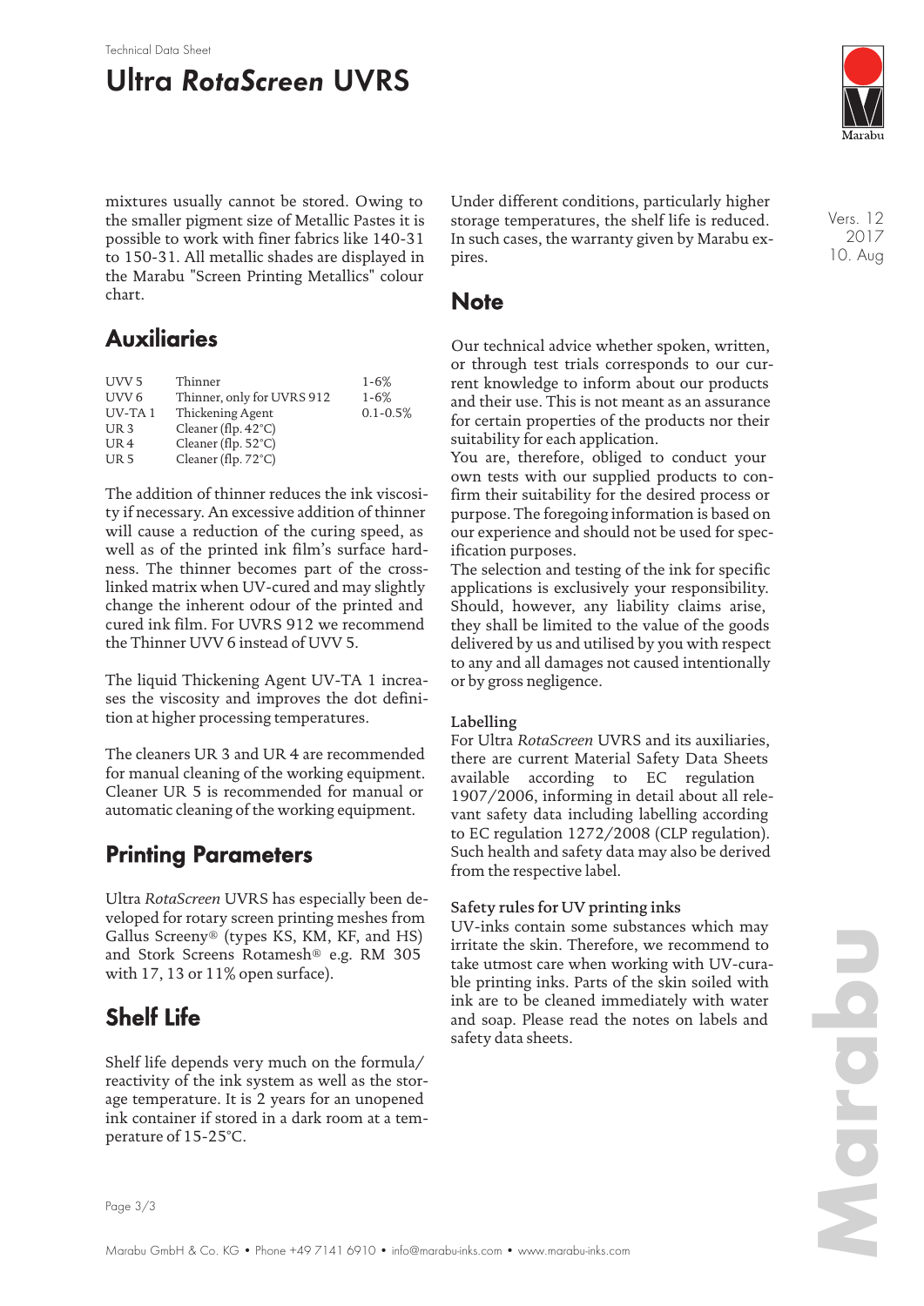mixtures usually cannot be stored. Owing to the smaller pigment size of Metallic Pastes it is possible to work with finer fabrics like 140-31 to 150-31. All metallic shades are displayed in the Marabu "Screen Printing Metallics" colour chart.

## Auxiliaries

| | | |
|---|---|---|
| UVV 5 | Thinner | 1-6% |
| UVV 6 | Thinner, only for UVRS 912 | 1-6% |
| UV-TA 1 | Thickening Agent | 0.1-0.5% |
| UR 3 | Cleaner (flp. 42°C) | |
| UR 4 | Cleaner (flp. 52°C) | |
| UR 5 | Cleaner (flp. 72°C) | |

The addition of thinner reduces the ink viscosity if necessary. An excessive addition of thinner will cause a reduction of the curing speed, as well as of the printed ink film's surface hardness. The thinner becomes part of the crosslinked matrix when UV-cured and may slightly change the inherent odour of the printed and cured ink film. For UVRS 912 we recommend the Thinner UVV 6 instead of UVV 5.

The liquid Thickening Agent UV-TA 1 increases the viscosity and improves the dot definition at higher processing temperatures.

The cleaners UR 3 and UR 4 are recommended for manual cleaning of the working equipment. Cleaner UR 5 is recommended for manual or automatic cleaning of the working equipment.

## Printing Parameters

Ultra *RotaScreen* UVRS has especially been developed for rotary screen printing meshes from Gallus Screeny® (types KS, KM, KF, and HS) and Stork Screens Rotamesh® e.g. RM 305 with 17, 13 or 11% open surface).

## Shelf Life

Shelf life depends very much on the formula/reactivity of the ink system as well as the storage temperature. It is 2 years for an unopened ink container if stored in a dark room at a temperature of 15-25°C.

Under different conditions, particularly higher storage temperatures, the shelf life is reduced. In such cases, the warranty given by Marabu expires.

## Note

Our technical advice whether spoken, written, or through test trials corresponds to our current knowledge to inform about our products and their use. This is not meant as an assurance for certain properties of the products nor their suitability for each application.
You are, therefore, obliged to conduct your own tests with our supplied products to confirm their suitability for the desired process or purpose. The foregoing information is based on our experience and should not be used for specification purposes.
The selection and testing of the ink for specific applications is exclusively your responsibility. Should, however, any liability claims arise, they shall be limited to the value of the goods delivered by us and utilised by you with respect to any and all damages not caused intentionally or by gross negligence.

### Labelling

For Ultra *RotaScreen* UVRS and its auxiliaries, there are current Material Safety Data Sheets available according to EC regulation 1907/2006, informing in detail about all relevant safety data including labelling according to EC regulation 1272/2008 (CLP regulation). Such health and safety data may also be derived from the respective label.

### Safety rules for UV printing inks

UV-inks contain some substances which may irritate the skin. Therefore, we recommend to take utmost care when working with UV-curable printing inks. Parts of the skin soiled with ink are to be cleaned immediately with water and soap. Please read the notes on labels and safety data sheets.